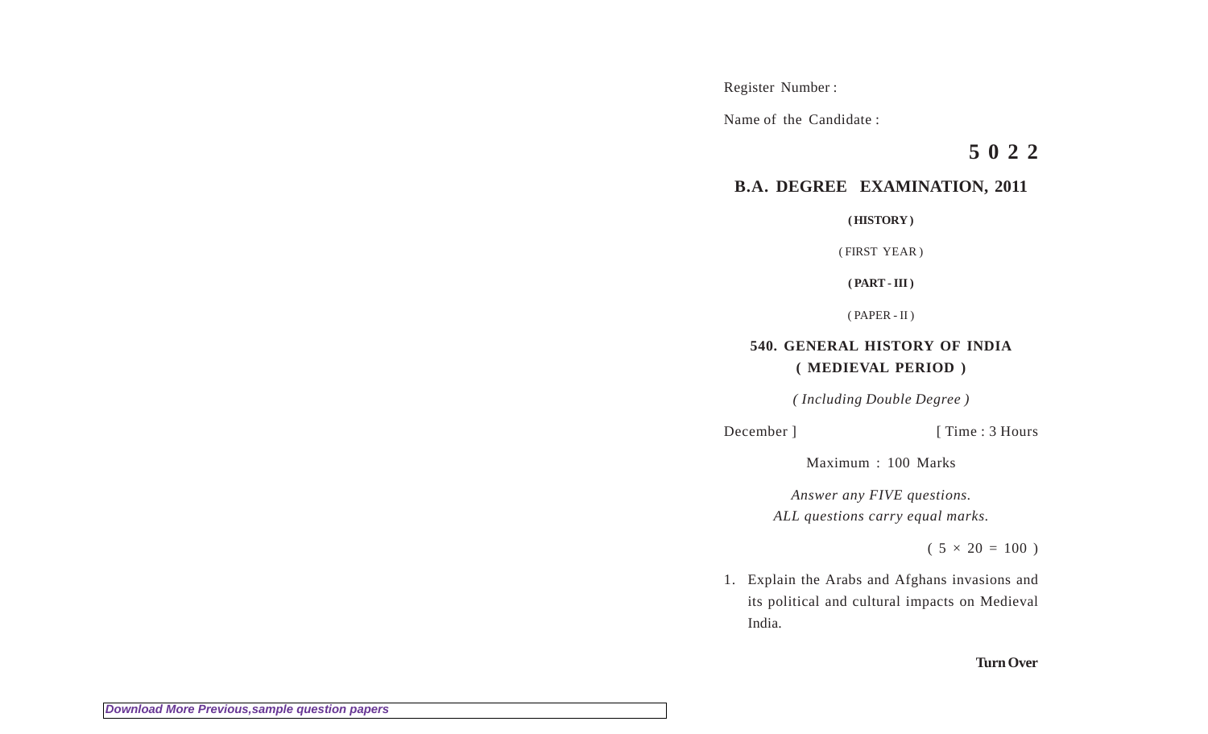Register Number :

Name of the Candidate :

**5 0 2 2**

## B.A. DEGREE EXAMINATION, 2011

**( HISTORY )**

( FIRST YEAR )

**( PART - III )**

( PAPER - II )

### 540. GENERAL HISTORY OF INDIA ( MEDIEVAL PERIOD )

*( Including Double Degree )*

December ] [ Time : 3 Hours

Maximum : 100 Marks

*Answer any FIVE questions.*
*ALL questions carry equal marks.*

( 5 × 20 = 100 )

1. Explain the Arabs and Afghans invasions and its political and cultural impacts on Medieval India.

**Turn Over**

*Download More Previous,sample question papers*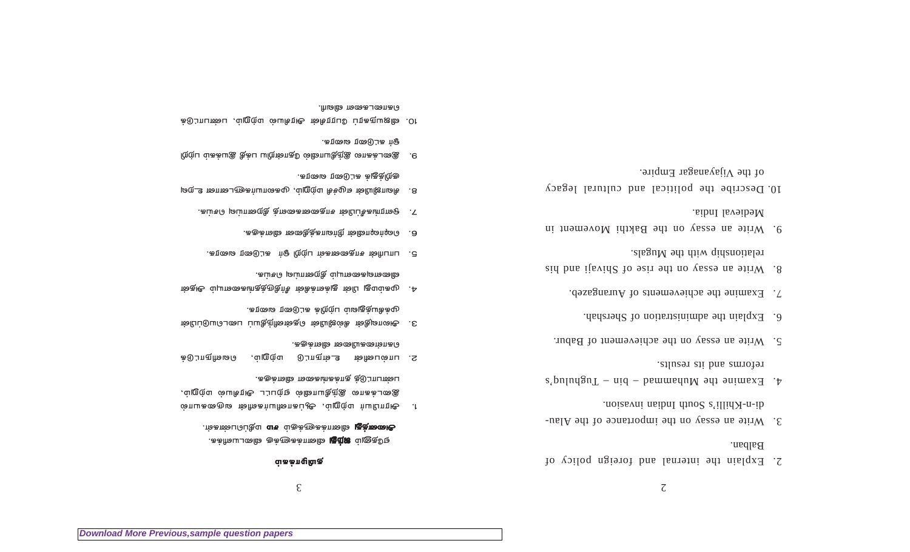2. Explain the internal and foreign policy of Balban.

3. Write an essay on the importance of the Alau-di-n-Khilji's South Indian invasion.

4. Examine the Muhammad – bin – Tughluq's reforms and its results.

5. Write an essay on the achievement of Babur.

6. Explain the administration of Shershah.

7. Examine the achievements of Aurangazeb.

8. Write an essay on the rise of Shivaji and his relationship with the Mugals.

9. Write an essay on the Bakthi Movement in Medieval India.

10. Describe the political and cultural legacy of the Vijayanagar Empire.

## தமிழாக்கம்

ஏதேனும் **ஐந்து** வினாக்களுக்கு விடையளிக்க.

**அனைத்து** வினாக்களும் **சம** மதிப்பெண்கள்.

1. அராபியர் படையெடுப்பு, அப்பாஸியர்களின் வருகையால் இந்தியாவில் ஏற்பட்ட அரசியல் பற்றியும், பண்பாட்டுத் தாக்கங்களை விளக்குக.

2. பால்பனின் உள்நாட்டு மற்றும், வெளிநாட்டுக் கொள்கையை விளக்குக.

3. அலாவுதீன் கில்ஜியின் தென்னிந்தியப் படையெடுப்பின் முக்கியத்துவம் பற்றிக் கட்டுரை வரைக.

4. முகமது பின் துக்ளக்கின் சீர்திருத்தங்களையும் அதன் விளைவுகளையும் திறனாய்வு செய்க.

5. பாபரின் சாதனைகள் பற்றி ஒரு கட்டுரை வரைக.

6. ஷெர்ஷாவின் நிர்வாகத்தினை விளக்குக.

7. ஔரங்கசீப்பின் சாதனைகளைத் திறனாய்வு செய்க.

8. சிவாஜியின் எழுச்சி பற்றியும், முகலாயர்களுடனான உறவு குறித்தும் கட்டுரை வரைக.

9. இடைக்கால இந்தியாவில் தோன்றிய பக்தி இயக்கம் பற்றி ஒரு கட்டுரை வரைக.

10. விஜயநகரப் பேரரசின் அரசியல் பற்றியும், பண்பாட்டுக் கொடைகளை விவரி.